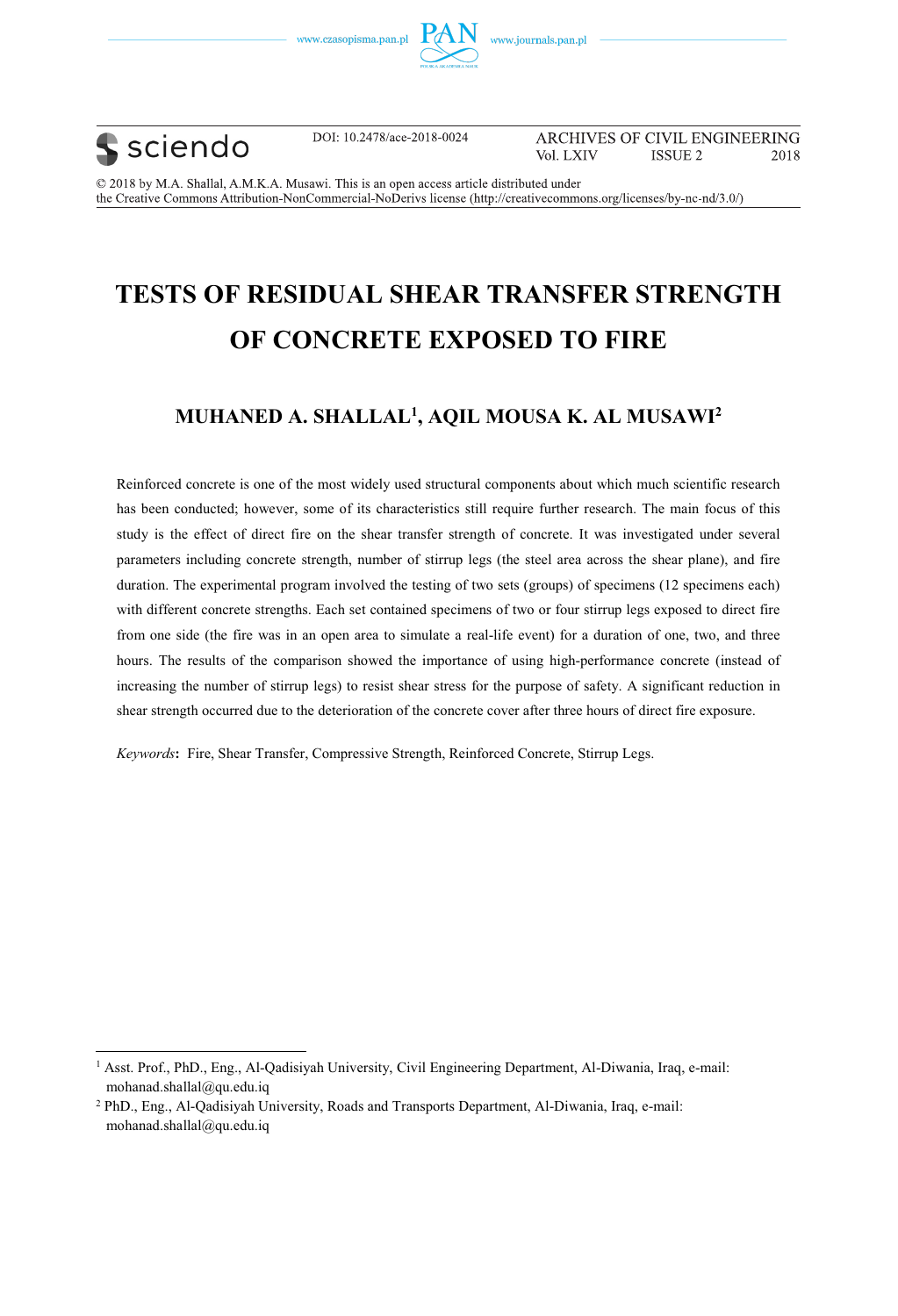DOI: 10.2478/ace-2018-0024

© 2018 by M.A. Shallal, A.M.K.A. Musawi. This is an open access article distributed under the Creative Commons Attribution-NonCommercial-NoDerivs license (http://creativecommons.org/licenses/by-nc-nd/3.0/)

# TESTS OF RESIDUAL SHEAR TRANSFER STRENGTH OF CONCRETE EXPOSED TO FIRE

## MUHANED A. SHALLAL[1], AQIL MOUSA K. AL MUSAWI[2]

Reinforced concrete is one of the most widely used structural components about which much scientific research has been conducted; however, some of its characteristics still require further research. The main focus of this study is the effect of direct fire on the shear transfer strength of concrete. It was investigated under several parameters including concrete strength, number of stirrup legs (the steel area across the shear plane), and fire duration. The experimental program involved the testing of two sets (groups) of specimens (12 specimens each) with different concrete strengths. Each set contained specimens of two or four stirrup legs exposed to direct fire from one side (the fire was in an open area to simulate a real-life event) for a duration of one, two, and three hours. The results of the comparison showed the importance of using high-performance concrete (instead of increasing the number of stirrup legs) to resist shear stress for the purpose of safety. A significant reduction in shear strength occurred due to the deterioration of the concrete cover after three hours of direct fire exposure.

*Keywords*: Fire, Shear Transfer, Compressive Strength, Reinforced Concrete, Stirrup Legs.

---

[1] Asst. Prof., PhD., Eng., Al-Qadisiyah University, Civil Engineering Department, Al-Diwania, Iraq, e-mail: mohanad.shallal@qu.edu.iq

[2] PhD., Eng., Al-Qadisiyah University, Roads and Transports Department, Al-Diwania, Iraq, e-mail: mohanad.shallal@qu.edu.iq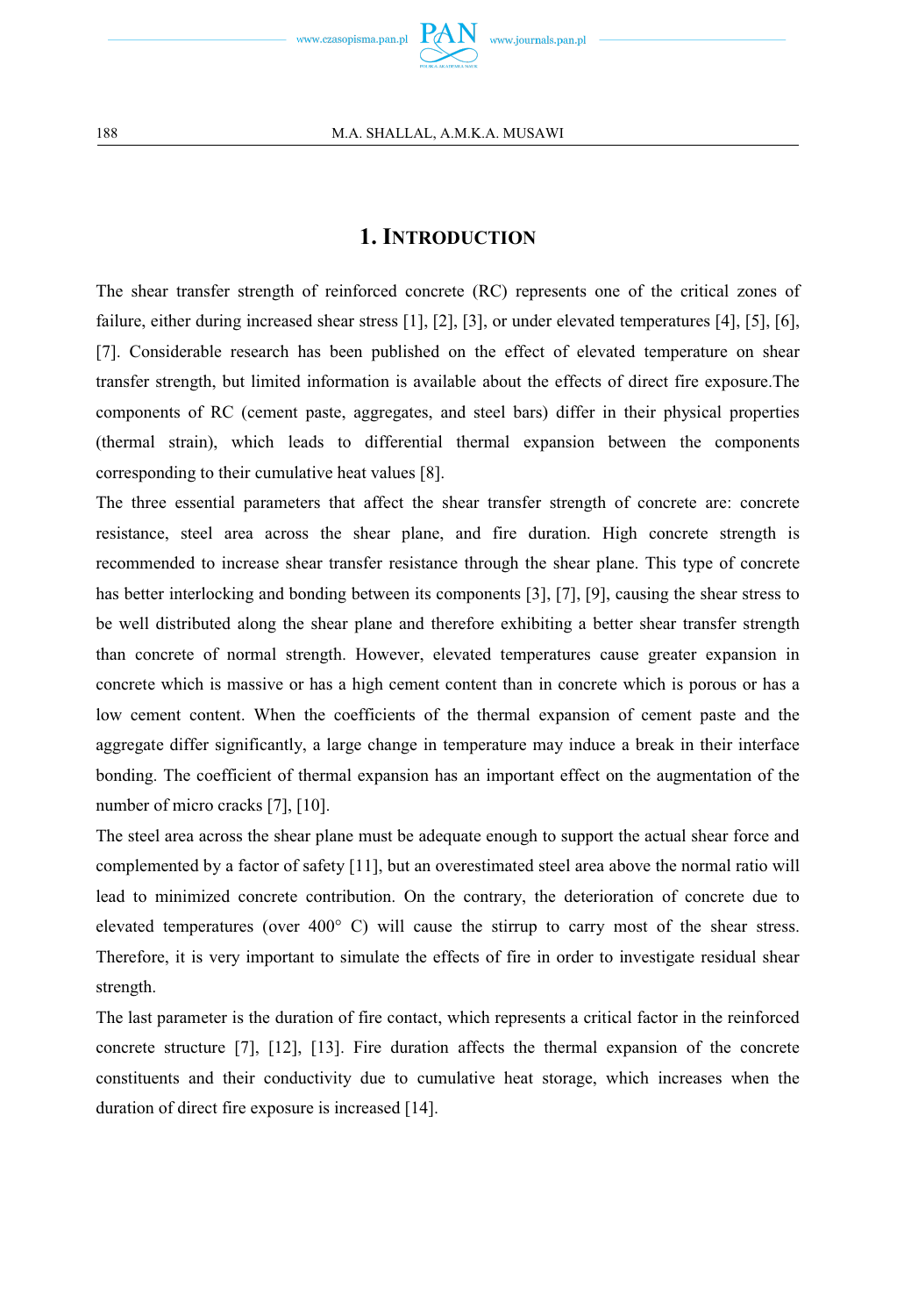## 1. INTRODUCTION

The shear transfer strength of reinforced concrete (RC) represents one of the critical zones of failure, either during increased shear stress [1], [2], [3], or under elevated temperatures [4], [5], [6], [7]. Considerable research has been published on the effect of elevated temperature on shear transfer strength, but limited information is available about the effects of direct fire exposure.The components of RC (cement paste, aggregates, and steel bars) differ in their physical properties (thermal strain), which leads to differential thermal expansion between the components corresponding to their cumulative heat values [8].

The three essential parameters that affect the shear transfer strength of concrete are: concrete resistance, steel area across the shear plane, and fire duration. High concrete strength is recommended to increase shear transfer resistance through the shear plane. This type of concrete has better interlocking and bonding between its components [3], [7], [9], causing the shear stress to be well distributed along the shear plane and therefore exhibiting a better shear transfer strength than concrete of normal strength. However, elevated temperatures cause greater expansion in concrete which is massive or has a high cement content than in concrete which is porous or has a low cement content. When the coefficients of the thermal expansion of cement paste and the aggregate differ significantly, a large change in temperature may induce a break in their interface bonding. The coefficient of thermal expansion has an important effect on the augmentation of the number of micro cracks [7], [10].

The steel area across the shear plane must be adequate enough to support the actual shear force and complemented by a factor of safety [11], but an overestimated steel area above the normal ratio will lead to minimized concrete contribution. On the contrary, the deterioration of concrete due to elevated temperatures (over 400° C) will cause the stirrup to carry most of the shear stress. Therefore, it is very important to simulate the effects of fire in order to investigate residual shear strength.

The last parameter is the duration of fire contact, which represents a critical factor in the reinforced concrete structure [7], [12], [13]. Fire duration affects the thermal expansion of the concrete constituents and their conductivity due to cumulative heat storage, which increases when the duration of direct fire exposure is increased [14].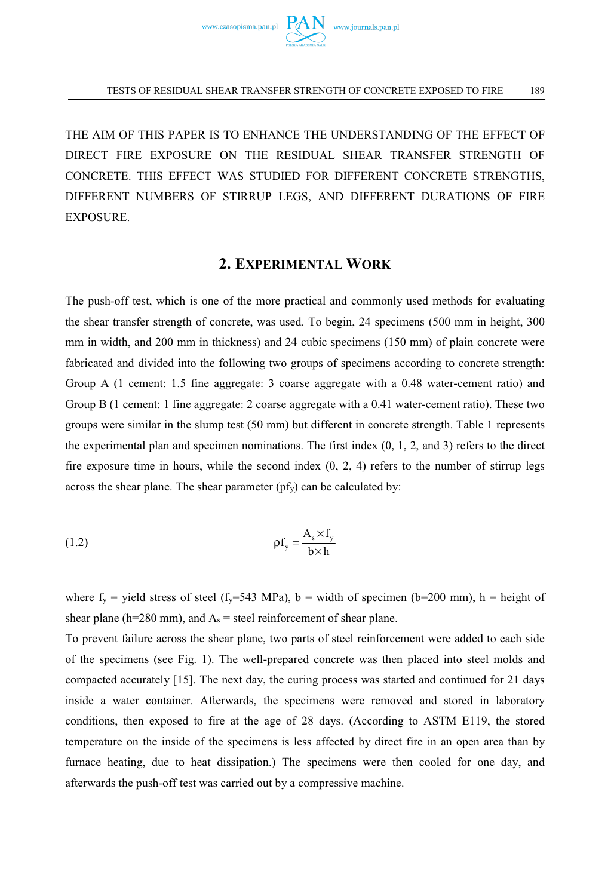THE AIM OF THIS PAPER IS TO ENHANCE THE UNDERSTANDING OF THE EFFECT OF DIRECT FIRE EXPOSURE ON THE RESIDUAL SHEAR TRANSFER STRENGTH OF CONCRETE. THIS EFFECT WAS STUDIED FOR DIFFERENT CONCRETE STRENGTHS, DIFFERENT NUMBERS OF STIRRUP LEGS, AND DIFFERENT DURATIONS OF FIRE EXPOSURE.

## 2. Experimental Work

The push-off test, which is one of the more practical and commonly used methods for evaluating the shear transfer strength of concrete, was used. To begin, 24 specimens (500 mm in height, 300 mm in width, and 200 mm in thickness) and 24 cubic specimens (150 mm) of plain concrete were fabricated and divided into the following two groups of specimens according to concrete strength: Group A (1 cement: 1.5 fine aggregate: 3 coarse aggregate with a 0.48 water-cement ratio) and Group B (1 cement: 1 fine aggregate: 2 coarse aggregate with a 0.41 water-cement ratio). These two groups were similar in the slump test (50 mm) but different in concrete strength. Table 1 represents the experimental plan and specimen nominations. The first index (0, 1, 2, and 3) refers to the direct fire exposure time in hours, while the second index (0, 2, 4) refers to the number of stirrup legs across the shear plane. The shear parameter ($\rho f_y$) can be calculated by:

$$\rho f_y = \frac{A_s \times f_y}{b \times h} \tag{1.2}$$

where $f_y$ = yield stress of steel ($f_y$=543 MPa), b = width of specimen (b=200 mm), h = height of shear plane (h=280 mm), and $A_s$ = steel reinforcement of shear plane.

To prevent failure across the shear plane, two parts of steel reinforcement were added to each side of the specimens (see Fig. 1). The well-prepared concrete was then placed into steel molds and compacted accurately [15]. The next day, the curing process was started and continued for 21 days inside a water container. Afterwards, the specimens were removed and stored in laboratory conditions, then exposed to fire at the age of 28 days. (According to ASTM E119, the stored temperature on the inside of the specimens is less affected by direct fire in an open area than by furnace heating, due to heat dissipation.) The specimens were then cooled for one day, and afterwards the push-off test was carried out by a compressive machine.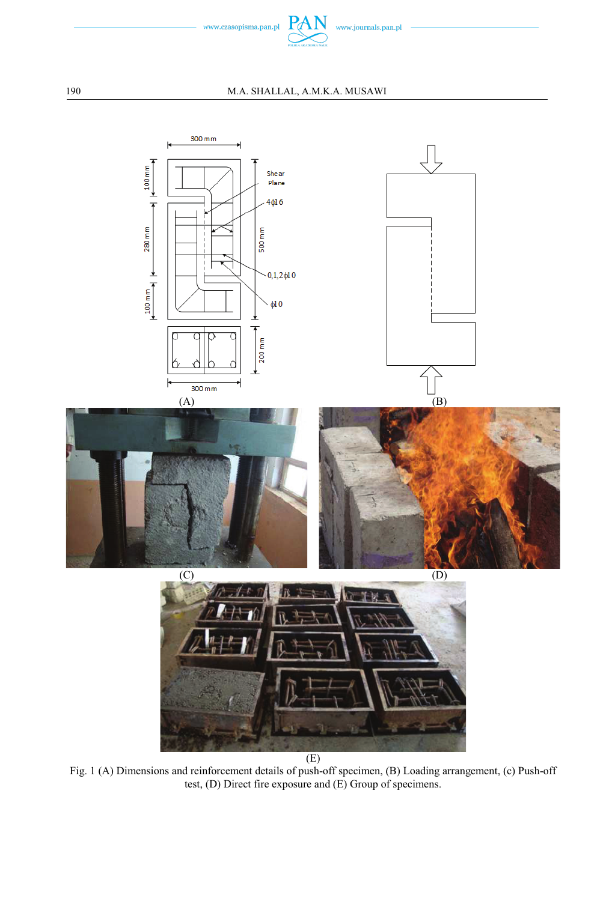Fig. 1 (A) Dimensions and reinforcement details of push-off specimen, (B) Loading arrangement, (c) Push-off test, (D) Direct fire exposure and (E) Group of specimens.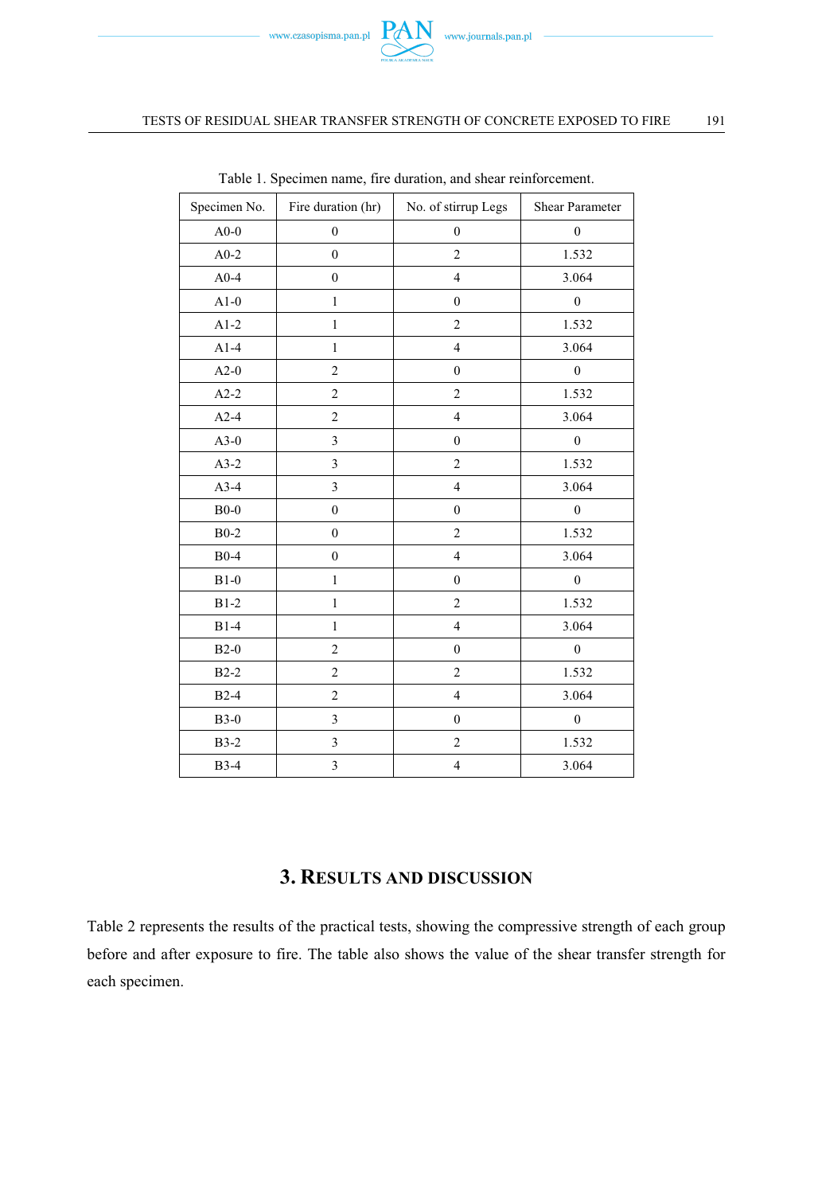Table 1. Specimen name, fire duration, and shear reinforcement.

| Specimen No. | Fire duration (hr) | No. of stirrup Legs | Shear Parameter |
|---|---|---|---|
| A0-0 | 0 | 0 | 0 |
| A0-2 | 0 | 2 | 1.532 |
| A0-4 | 0 | 4 | 3.064 |
| A1-0 | 1 | 0 | 0 |
| A1-2 | 1 | 2 | 1.532 |
| A1-4 | 1 | 4 | 3.064 |
| A2-0 | 2 | 0 | 0 |
| A2-2 | 2 | 2 | 1.532 |
| A2-4 | 2 | 4 | 3.064 |
| A3-0 | 3 | 0 | 0 |
| A3-2 | 3 | 2 | 1.532 |
| A3-4 | 3 | 4 | 3.064 |
| B0-0 | 0 | 0 | 0 |
| B0-2 | 0 | 2 | 1.532 |
| B0-4 | 0 | 4 | 3.064 |
| B1-0 | 1 | 0 | 0 |
| B1-2 | 1 | 2 | 1.532 |
| B1-4 | 1 | 4 | 3.064 |
| B2-0 | 2 | 0 | 0 |
| B2-2 | 2 | 2 | 1.532 |
| B2-4 | 2 | 4 | 3.064 |
| B3-0 | 3 | 0 | 0 |
| B3-2 | 3 | 2 | 1.532 |
| B3-4 | 3 | 4 | 3.064 |

## 3. Results and discussion

Table 2 represents the results of the practical tests, showing the compressive strength of each group before and after exposure to fire. The table also shows the value of the shear transfer strength for each specimen.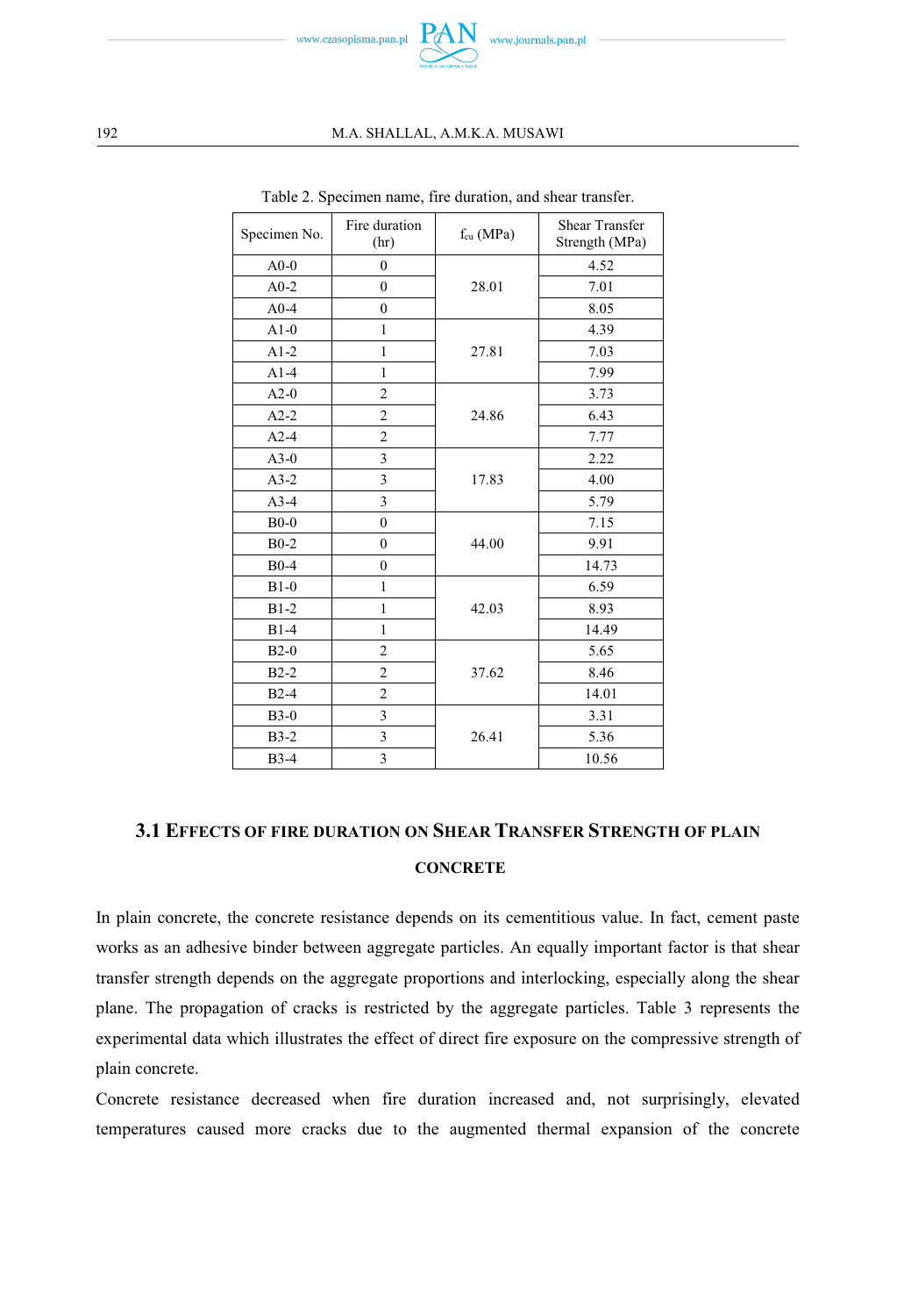Table 2. Specimen name, fire duration, and shear transfer.

| Specimen No. | Fire duration (hr) | $f_{cu}$ (MPa) | Shear Transfer Strength (MPa) |
|---|---|---|---|
| A0-0 | 0 | 28.01 | 4.52 |
| A0-2 | 0 | | 7.01 |
| A0-4 | 0 | | 8.05 |
| A1-0 | 1 | 27.81 | 4.39 |
| A1-2 | 1 | | 7.03 |
| A1-4 | 1 | | 7.99 |
| A2-0 | 2 | 24.86 | 3.73 |
| A2-2 | 2 | | 6.43 |
| A2-4 | 2 | | 7.77 |
| A3-0 | 3 | 17.83 | 2.22 |
| A3-2 | 3 | | 4.00 |
| A3-4 | 3 | | 5.79 |
| B0-0 | 0 | 44.00 | 7.15 |
| B0-2 | 0 | | 9.91 |
| B0-4 | 0 | | 14.73 |
| B1-0 | 1 | 42.03 | 6.59 |
| B1-2 | 1 | | 8.93 |
| B1-4 | 1 | | 14.49 |
| B2-0 | 2 | 37.62 | 5.65 |
| B2-2 | 2 | | 8.46 |
| B2-4 | 2 | | 14.01 |
| B3-0 | 3 | 26.41 | 3.31 |
| B3-2 | 3 | | 5.36 |
| B3-4 | 3 | | 10.56 |

### 3.1 Effects of fire duration on Shear Transfer Strength of plain concrete

In plain concrete, the concrete resistance depends on its cementitious value. In fact, cement paste works as an adhesive binder between aggregate particles. An equally important factor is that shear transfer strength depends on the aggregate proportions and interlocking, especially along the shear plane. The propagation of cracks is restricted by the aggregate particles. Table 3 represents the experimental data which illustrates the effect of direct fire exposure on the compressive strength of plain concrete.

Concrete resistance decreased when fire duration increased and, not surprisingly, elevated temperatures caused more cracks due to the augmented thermal expansion of the concrete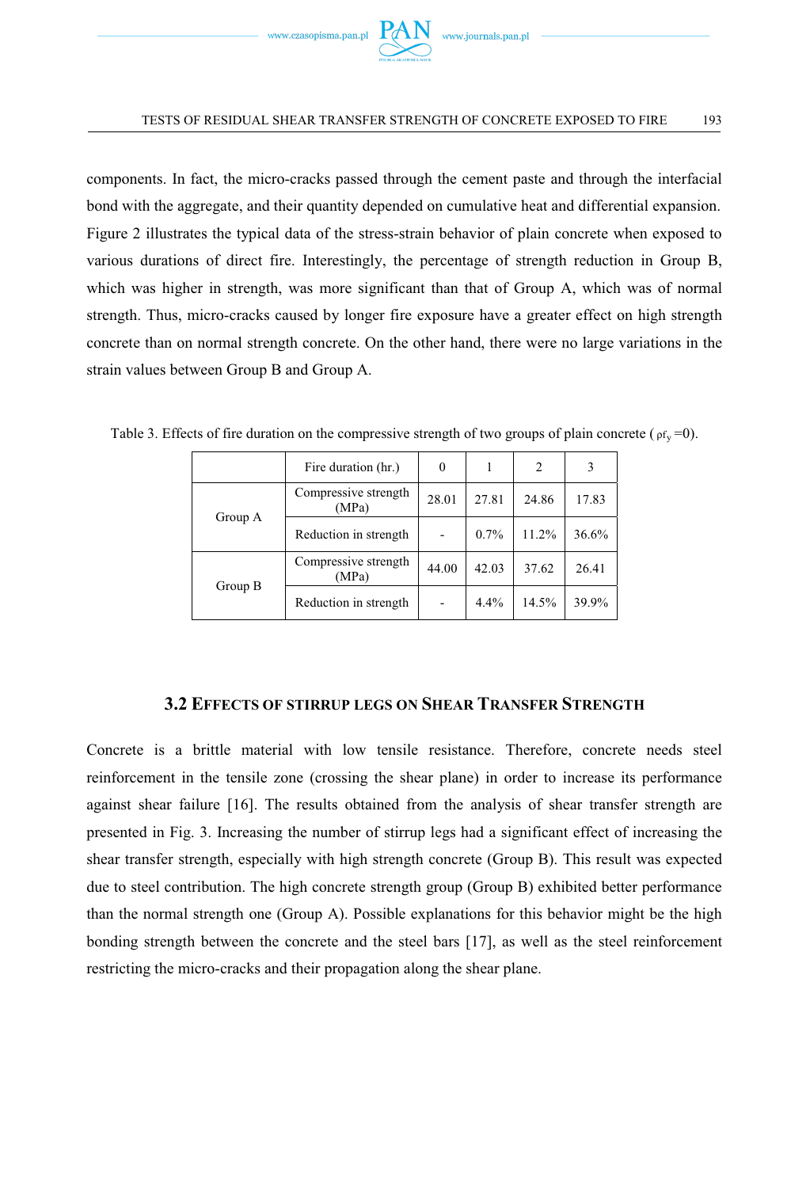components. In fact, the micro-cracks passed through the cement paste and through the interfacial bond with the aggregate, and their quantity depended on cumulative heat and differential expansion. Figure 2 illustrates the typical data of the stress-strain behavior of plain concrete when exposed to various durations of direct fire. Interestingly, the percentage of strength reduction in Group B, which was higher in strength, was more significant than that of Group A, which was of normal strength. Thus, micro-cracks caused by longer fire exposure have a greater effect on high strength concrete than on normal strength concrete. On the other hand, there were no large variations in the strain values between Group B and Group A.

Table 3. Effects of fire duration on the compressive strength of two groups of plain concrete ( $\rho f_y = 0$).

| | Fire duration (hr.) | 0 | 1 | 2 | 3 |
|---|---|---|---|---|---|
| Group A | Compressive strength (MPa) | 28.01 | 27.81 | 24.86 | 17.83 |
| | Reduction in strength | - | 0.7% | 11.2% | 36.6% |
| Group B | Compressive strength (MPa) | 44.00 | 42.03 | 37.62 | 26.41 |
| | Reduction in strength | - | 4.4% | 14.5% | 39.9% |

### 3.2 Effects of stirrup legs on Shear Transfer Strength

Concrete is a brittle material with low tensile resistance. Therefore, concrete needs steel reinforcement in the tensile zone (crossing the shear plane) in order to increase its performance against shear failure [16]. The results obtained from the analysis of shear transfer strength are presented in Fig. 3. Increasing the number of stirrup legs had a significant effect of increasing the shear transfer strength, especially with high strength concrete (Group B). This result was expected due to steel contribution. The high concrete strength group (Group B) exhibited better performance than the normal strength one (Group A). Possible explanations for this behavior might be the high bonding strength between the concrete and the steel bars [17], as well as the steel reinforcement restricting the micro-cracks and their propagation along the shear plane.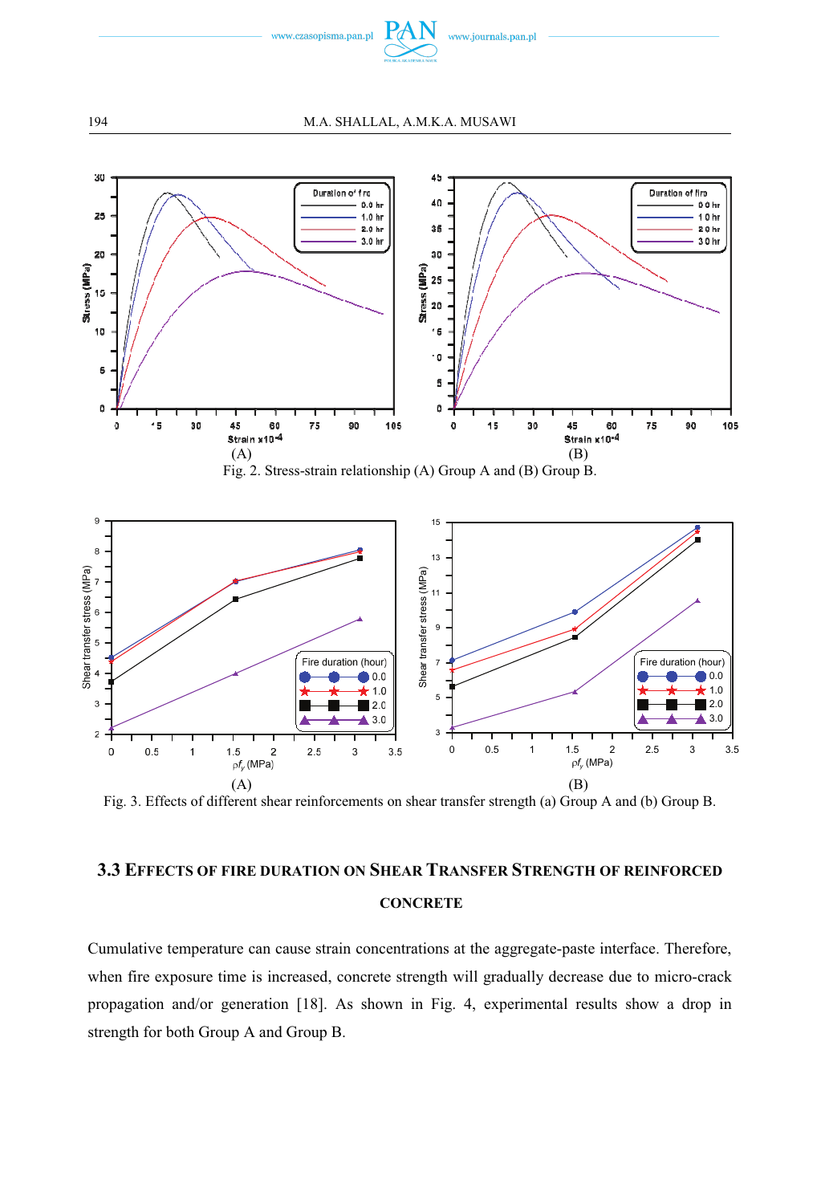Fig. 2. Stress-strain relationship (A) Group A and (B) Group B.

Fig. 3. Effects of different shear reinforcements on shear transfer strength (a) Group A and (b) Group B.

### 3.3 Effects of fire duration on Shear Transfer Strength of reinforced concrete

Cumulative temperature can cause strain concentrations at the aggregate-paste interface. Therefore, when fire exposure time is increased, concrete strength will gradually decrease due to micro-crack propagation and/or generation [18]. As shown in Fig. 4, experimental results show a drop in strength for both Group A and Group B.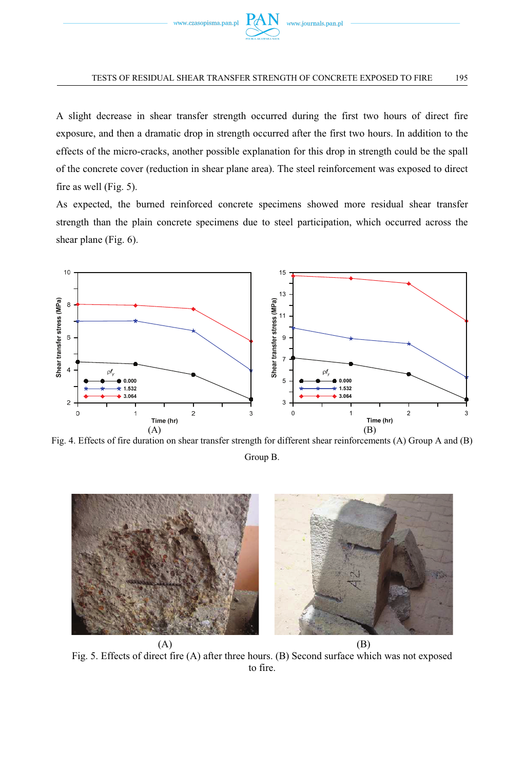A slight decrease in shear transfer strength occurred during the first two hours of direct fire exposure, and then a dramatic drop in strength occurred after the first two hours. In addition to the effects of the micro-cracks, another possible explanation for this drop in strength could be the spall of the concrete cover (reduction in shear plane area). The steel reinforcement was exposed to direct fire as well (Fig. 5).

As expected, the burned reinforced concrete specimens showed more residual shear transfer strength than the plain concrete specimens due to steel participation, which occurred across the shear plane (Fig. 6).

Fig. 4. Effects of fire duration on shear transfer strength for different shear reinforcements (A) Group A and (B) Group B.

Fig. 5. Effects of direct fire (A) after three hours. (B) Second surface which was not exposed to fire.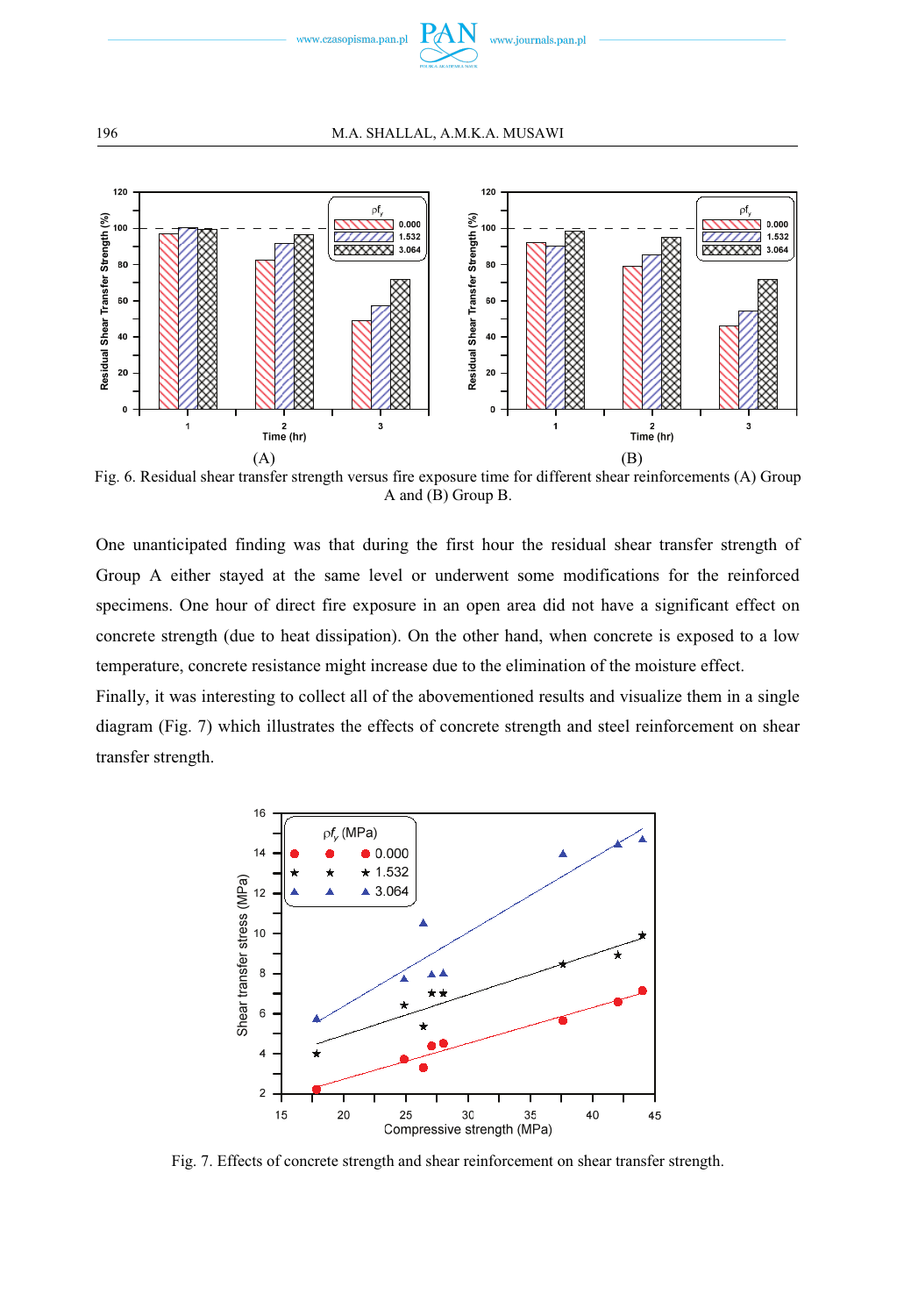Fig. 6. Residual shear transfer strength versus fire exposure time for different shear reinforcements (A) Group A and (B) Group B.

One unanticipated finding was that during the first hour the residual shear transfer strength of Group A either stayed at the same level or underwent some modifications for the reinforced specimens. One hour of direct fire exposure in an open area did not have a significant effect on concrete strength (due to heat dissipation). On the other hand, when concrete is exposed to a low temperature, concrete resistance might increase due to the elimination of the moisture effect.

Finally, it was interesting to collect all of the abovementioned results and visualize them in a single diagram (Fig. 7) which illustrates the effects of concrete strength and steel reinforcement on shear transfer strength.

Fig. 7. Effects of concrete strength and shear reinforcement on shear transfer strength.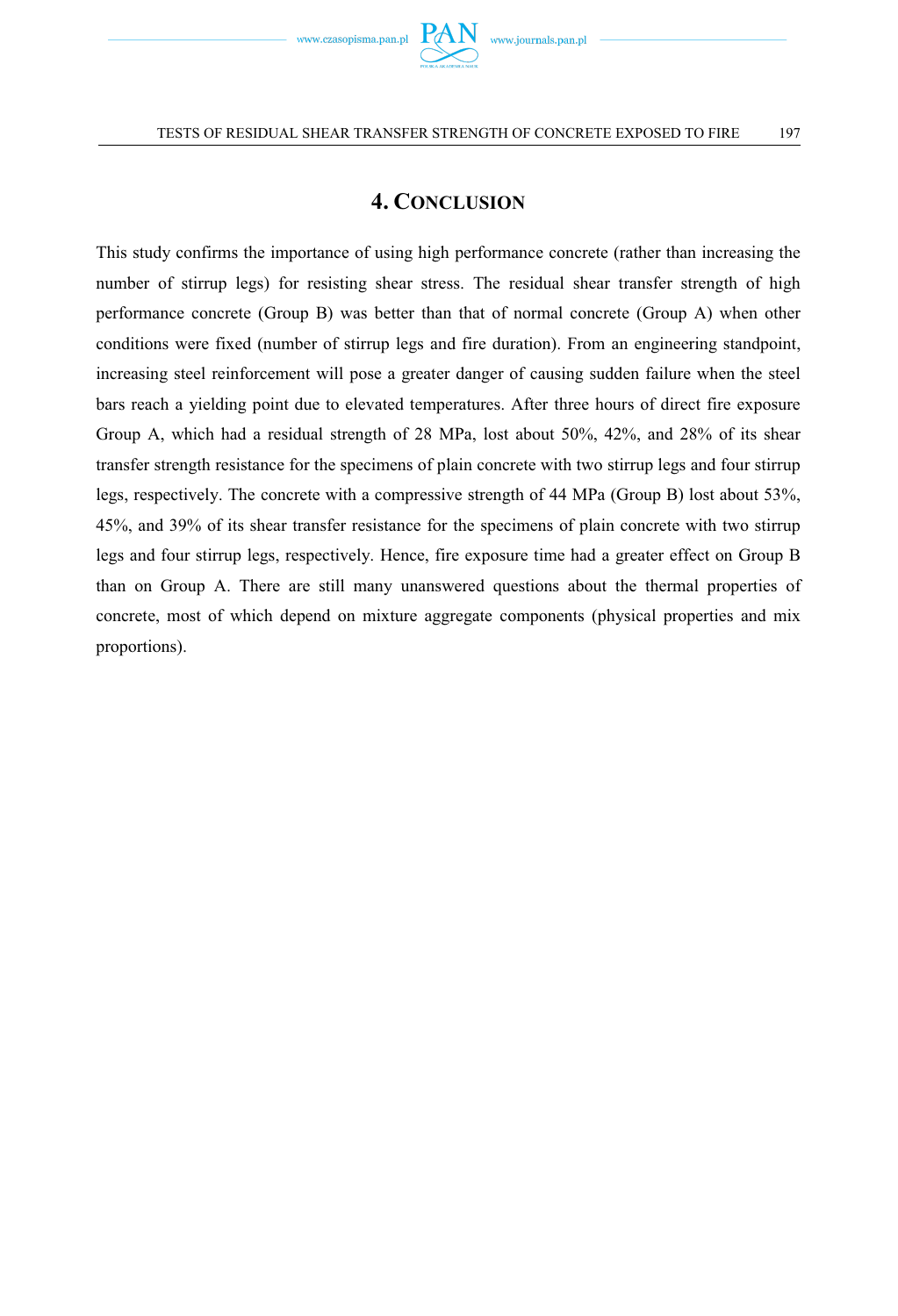## 4. Conclusion

This study confirms the importance of using high performance concrete (rather than increasing the number of stirrup legs) for resisting shear stress. The residual shear transfer strength of high performance concrete (Group B) was better than that of normal concrete (Group A) when other conditions were fixed (number of stirrup legs and fire duration). From an engineering standpoint, increasing steel reinforcement will pose a greater danger of causing sudden failure when the steel bars reach a yielding point due to elevated temperatures. After three hours of direct fire exposure Group A, which had a residual strength of 28 MPa, lost about 50%, 42%, and 28% of its shear transfer strength resistance for the specimens of plain concrete with two stirrup legs and four stirrup legs, respectively. The concrete with a compressive strength of 44 MPa (Group B) lost about 53%, 45%, and 39% of its shear transfer resistance for the specimens of plain concrete with two stirrup legs and four stirrup legs, respectively. Hence, fire exposure time had a greater effect on Group B than on Group A. There are still many unanswered questions about the thermal properties of concrete, most of which depend on mixture aggregate components (physical properties and mix proportions).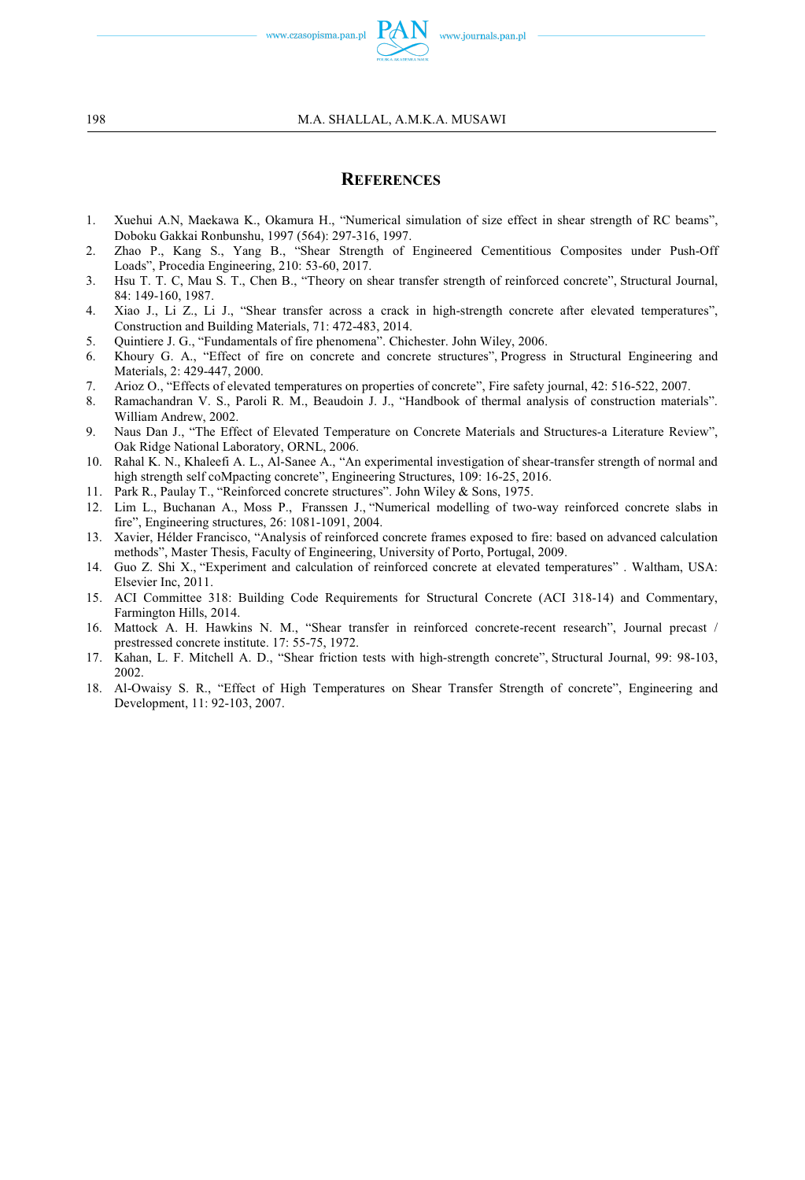## References

1. Xuehui A.N, Maekawa K., Okamura H., "Numerical simulation of size effect in shear strength of RC beams", Doboku Gakkai Ronbunshu, 1997 (564): 297-316, 1997.
2. Zhao P., Kang S., Yang B., "Shear Strength of Engineered Cementitious Composites under Push-Off Loads", Procedia Engineering, 210: 53-60, 2017.
3. Hsu T. T. C, Mau S. T., Chen B., "Theory on shear transfer strength of reinforced concrete", Structural Journal, 84: 149-160, 1987.
4. Xiao J., Li Z., Li J., "Shear transfer across a crack in high-strength concrete after elevated temperatures", Construction and Building Materials, 71: 472-483, 2014.
5. Quintiere J. G., "Fundamentals of fire phenomena". Chichester. John Wiley, 2006.
6. Khoury G. A., "Effect of fire on concrete and concrete structures", Progress in Structural Engineering and Materials, 2: 429-447, 2000.
7. Arioz O., "Effects of elevated temperatures on properties of concrete", Fire safety journal, 42: 516-522, 2007.
8. Ramachandran V. S., Paroli R. M., Beaudoin J. J., "Handbook of thermal analysis of construction materials". William Andrew, 2002.
9. Naus Dan J., "The Effect of Elevated Temperature on Concrete Materials and Structures-a Literature Review", Oak Ridge National Laboratory, ORNL, 2006.
10. Rahal K. N., Khaleefi A. L., Al-Sanee A., "An experimental investigation of shear-transfer strength of normal and high strength self coMpacting concrete", Engineering Structures, 109: 16-25, 2016.
11. Park R., Paulay T., "Reinforced concrete structures". John Wiley & Sons, 1975.
12. Lim L., Buchanan A., Moss P., Franssen J., "Numerical modelling of two-way reinforced concrete slabs in fire", Engineering structures, 26: 1081-1091, 2004.
13. Xavier, Hélder Francisco, "Analysis of reinforced concrete frames exposed to fire: based on advanced calculation methods", Master Thesis, Faculty of Engineering, University of Porto, Portugal, 2009.
14. Guo Z. Shi X., "Experiment and calculation of reinforced concrete at elevated temperatures" . Waltham, USA: Elsevier Inc, 2011.
15. ACI Committee 318: Building Code Requirements for Structural Concrete (ACI 318-14) and Commentary, Farmington Hills, 2014.
16. Mattock A. H. Hawkins N. M., "Shear transfer in reinforced concrete-recent research", Journal precast / prestressed concrete institute. 17: 55-75, 1972.
17. Kahan, L. F. Mitchell A. D., "Shear friction tests with high-strength concrete", Structural Journal, 99: 98-103, 2002.
18. Al-Owaisy S. R., "Effect of High Temperatures on Shear Transfer Strength of concrete", Engineering and Development, 11: 92-103, 2007.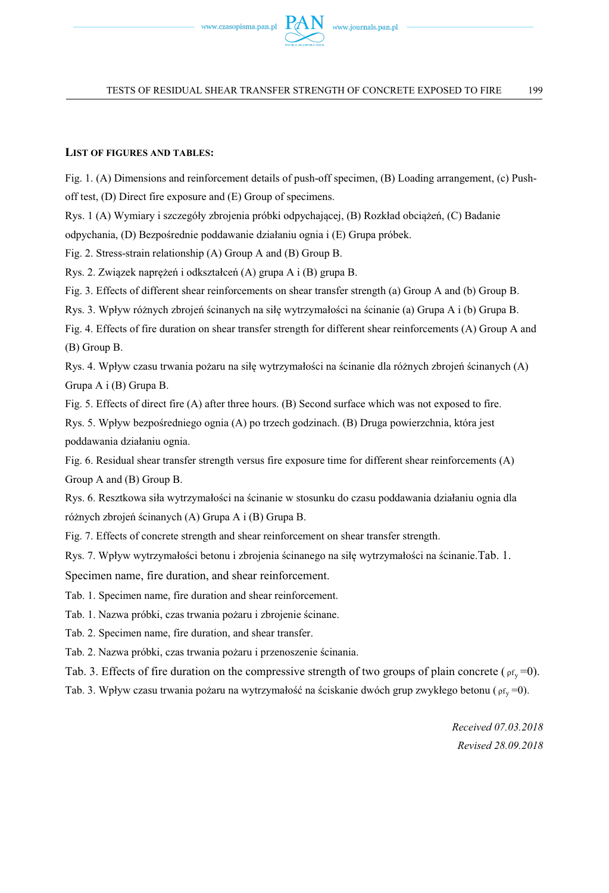**List of figures and tables:**

Fig. 1. (A) Dimensions and reinforcement details of push-off specimen, (B) Loading arrangement, (c) Push-off test, (D) Direct fire exposure and (E) Group of specimens.

Rys. 1 (A) Wymiary i szczegóły zbrojenia próbki odpychającej, (B) Rozkład obciążeń, (C) Badanie odpychania, (D) Bezpośrednie poddawanie działaniu ognia i (E) Grupa próbek.

Fig. 2. Stress-strain relationship (A) Group A and (B) Group B.

Rys. 2. Związek naprężeń i odkształceń (A) grupa A i (B) grupa B.

Fig. 3. Effects of different shear reinforcements on shear transfer strength (a) Group A and (b) Group B.

Rys. 3. Wpływ różnych zbrojeń ścinanych na siłę wytrzymałości na ścinanie (a) Grupa A i (b) Grupa B.

Fig. 4. Effects of fire duration on shear transfer strength for different shear reinforcements (A) Group A and (B) Group B.

Rys. 4. Wpływ czasu trwania pożaru na siłę wytrzymałości na ścinanie dla różnych zbrojeń ścinanych (A) Grupa A i (B) Grupa B.

Fig. 5. Effects of direct fire (A) after three hours. (B) Second surface which was not exposed to fire.

Rys. 5. Wpływ bezpośredniego ognia (A) po trzech godzinach. (B) Druga powierzchnia, która jest poddawania działaniu ognia.

Fig. 6. Residual shear transfer strength versus fire exposure time for different shear reinforcements (A) Group A and (B) Group B.

Rys. 6. Resztkowa siła wytrzymałości na ścinanie w stosunku do czasu poddawania działaniu ognia dla różnych zbrojeń ścinanych (A) Grupa A i (B) Grupa B.

Fig. 7. Effects of concrete strength and shear reinforcement on shear transfer strength.

Rys. 7. Wpływ wytrzymałości betonu i zbrojenia ścinanego na siłę wytrzymałości na ścinanie.Tab. 1. Specimen name, fire duration, and shear reinforcement.

Tab. 1. Specimen name, fire duration and shear reinforcement.

Tab. 1. Nazwa próbki, czas trwania pożaru i zbrojenie ścinane.

Tab. 2. Specimen name, fire duration, and shear transfer.

Tab. 2. Nazwa próbki, czas trwania pożaru i przenoszenie ścinania.

Tab. 3. Effects of fire duration on the compressive strength of two groups of plain concrete ( $\rho f_y = 0$).

Tab. 3. Wpływ czasu trwania pożaru na wytrzymałość na ściskanie dwóch grup zwykłego betonu ( $\rho f_y = 0$).

*Received 07.03.2018*

*Revised 28.09.2018*